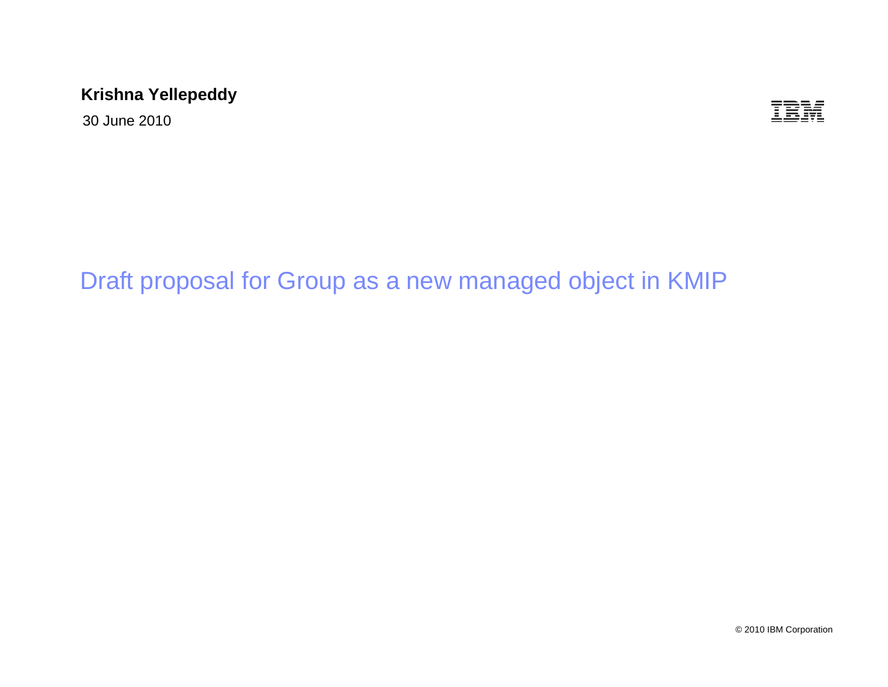**Krishna Yellepeddy**

30 June 2010

IBM

# Draft proposal for Group as a new managed object in KMIP

© 2010 IBM Corporation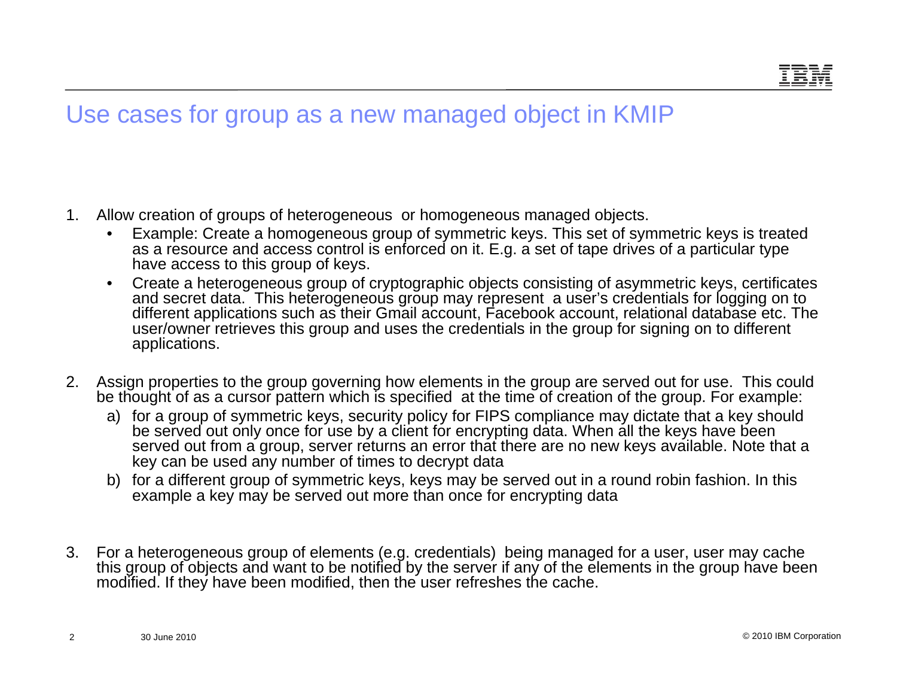# Use cases for group as a new managed object in KMIP

1. Allow creation of groups of heterogeneous or homogeneous managed objects.
   - Example: Create a homogeneous group of symmetric keys. This set of symmetric keys is treated as a resource and access control is enforced on it. E.g. a set of tape drives of a particular type have access to this group of keys.
   - Create a heterogeneous group of cryptographic objects consisting of asymmetric keys, certificates and secret data. This heterogeneous group may represent a user's credentials for logging on to different applications such as their Gmail account, Facebook account, relational database etc. The user/owner retrieves this group and uses the credentials in the group for signing on to different applications.

2. Assign properties to the group governing how elements in the group are served out for use. This could be thought of as a cursor pattern which is specified at the time of creation of the group. For example:
   a) for a group of symmetric keys, security policy for FIPS compliance may dictate that a key should be served out only once for use by a client for encrypting data. When all the keys have been served out from a group, server returns an error that there are no new keys available. Note that a key can be used any number of times to decrypt data
   b) for a different group of symmetric keys, keys may be served out in a round robin fashion. In this example a key may be served out more than once for encrypting data

3. For a heterogeneous group of elements (e.g. credentials) being managed for a user, user may cache this group of objects and want to be notified by the server if any of the elements in the group have been modified. If they have been modified, then the user refreshes the cache.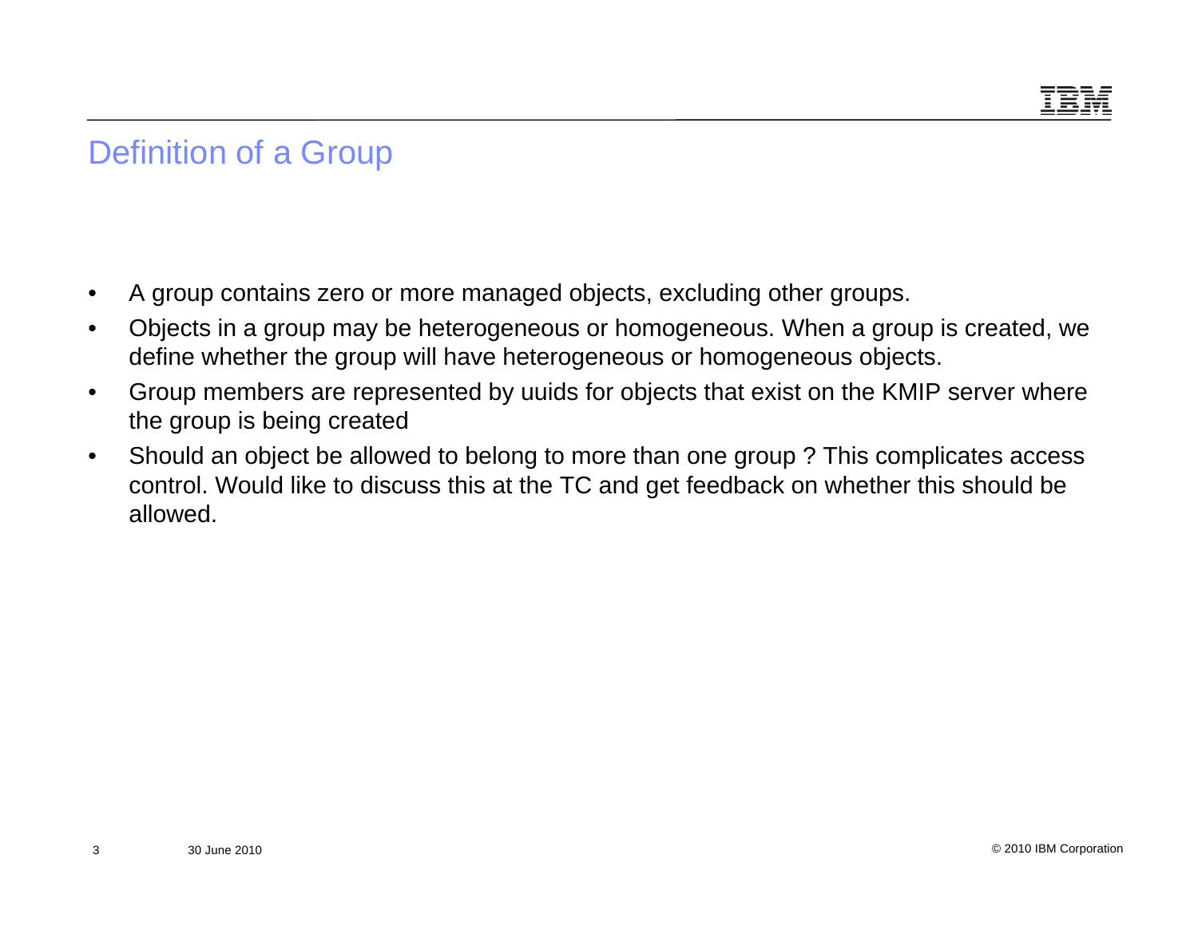# Definition of a Group

- A group contains zero or more managed objects, excluding other groups.
- Objects in a group may be heterogeneous or homogeneous. When a group is created, we define whether the group will have heterogeneous or homogeneous objects.
- Group members are represented by uuids for objects that exist on the KMIP server where the group is being created
- Should an object be allowed to belong to more than one group ? This complicates access control. Would like to discuss this at the TC and get feedback on whether this should be allowed.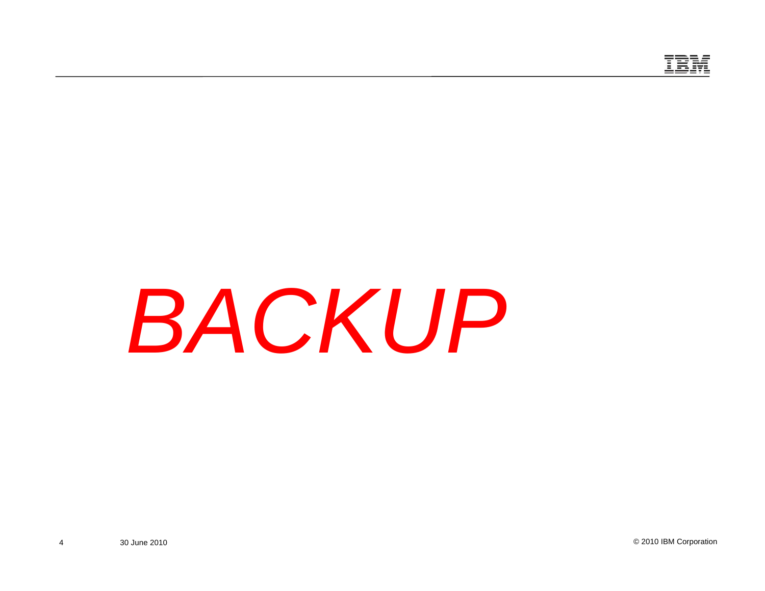# *BACKUP*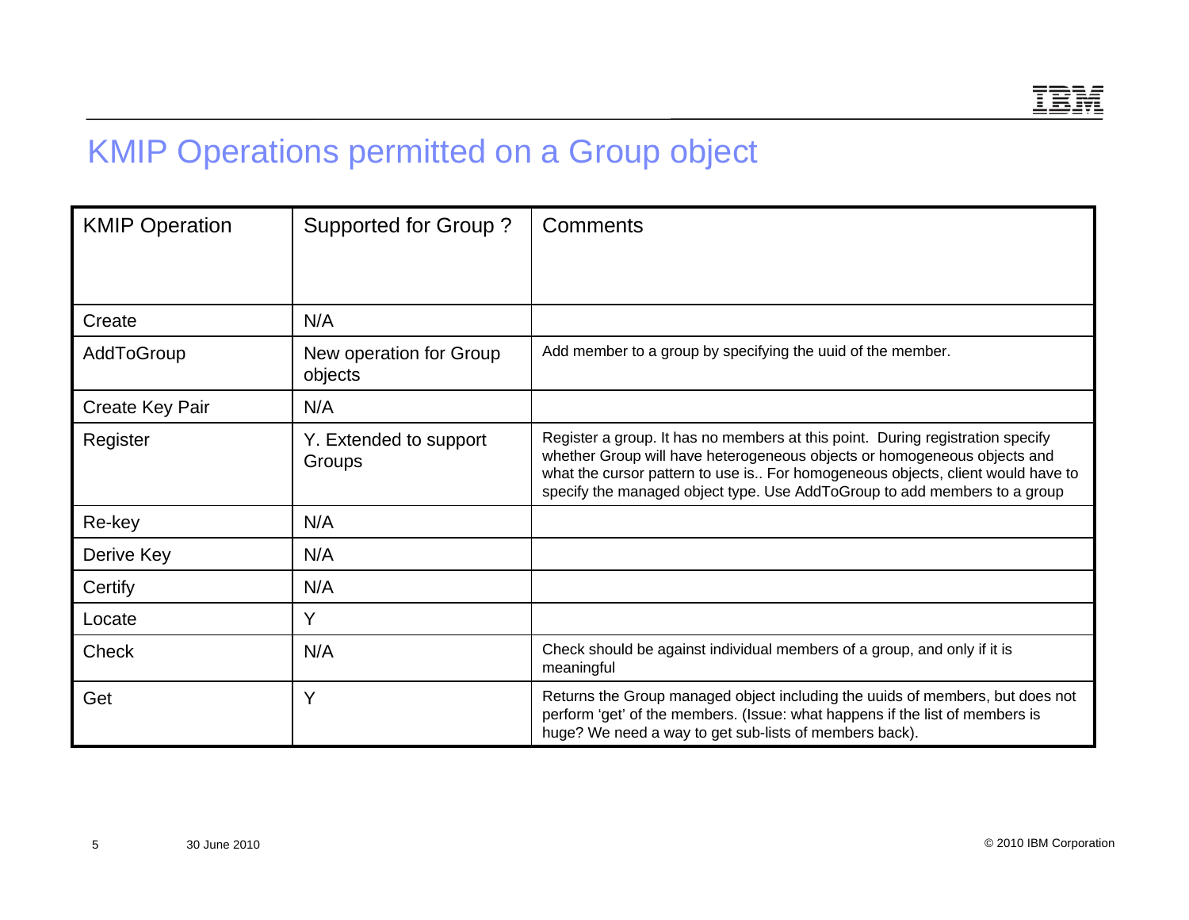# KMIP Operations permitted on a Group object

| KMIP Operation | Supported for Group ? | Comments |
|---|---|---|
| Create | N/A | |
| AddToGroup | New operation for Group objects | Add member to a group by specifying the uuid of the member. |
| Create Key Pair | N/A | |
| Register | Y. Extended to support Groups | Register a group. It has no members at this point. During registration specify whether Group will have heterogeneous objects or homogeneous objects and what the cursor pattern to use is.. For homogeneous objects, client would have to specify the managed object type. Use AddToGroup to add members to a group |
| Re-key | N/A | |
| Derive Key | N/A | |
| Certify | N/A | |
| Locate | Y | |
| Check | N/A | Check should be against individual members of a group, and only if it is meaningful |
| Get | Y | Returns the Group managed object including the uuids of members, but does not perform ‘get’ of the members. (Issue: what happens if the list of members is huge? We need a way to get sub-lists of members back). |

30 June 2010

© 2010 IBM Corporation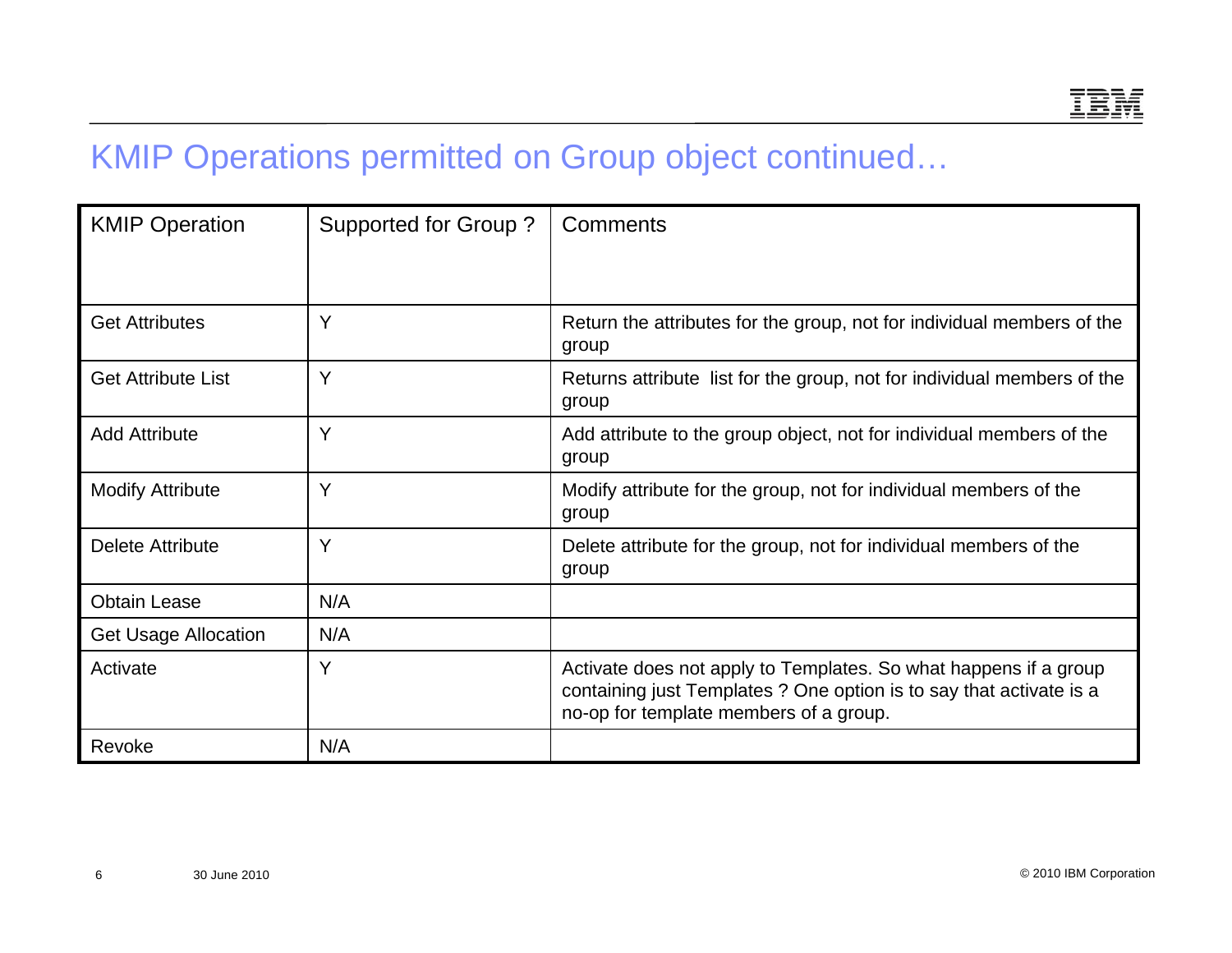# KMIP Operations permitted on Group object continued…

| KMIP Operation | Supported for Group ? | Comments |
|---|---|---|
| Get Attributes | Y | Return the attributes for the group, not for individual members of the group |
| Get Attribute List | Y | Returns attribute  list for the group, not for individual members of the group |
| Add Attribute | Y | Add attribute to the group object, not for individual members of the group |
| Modify Attribute | Y | Modify attribute for the group, not for individual members of the group |
| Delete Attribute | Y | Delete attribute for the group, not for individual members of the group |
| Obtain Lease | N/A | |
| Get Usage Allocation | N/A | |
| Activate | Y | Activate does not apply to Templates. So what happens if a group containing just Templates ? One option is to say that activate is a no-op for template members of a group. |
| Revoke | N/A | |

30 June 2010

© 2010 IBM Corporation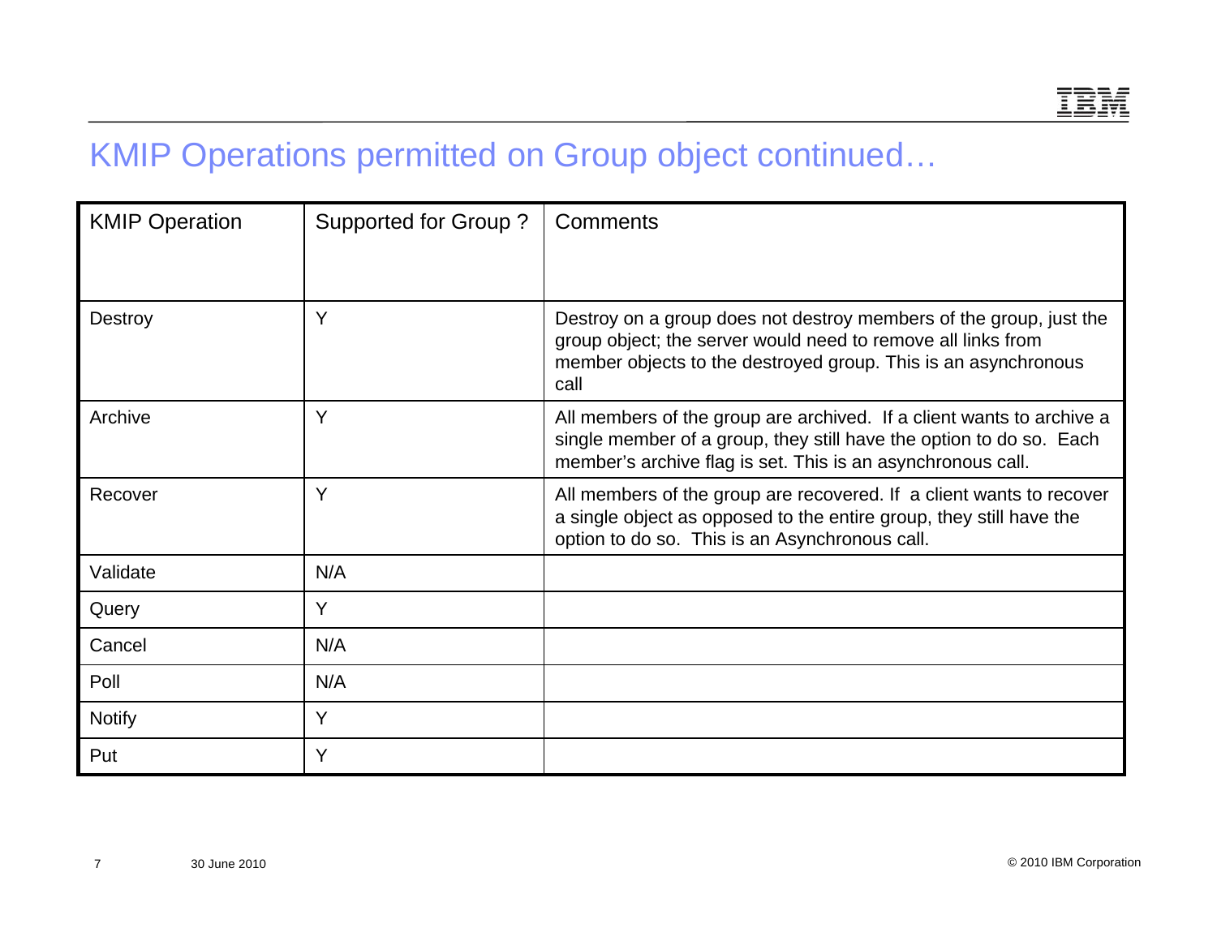# KMIP Operations permitted on Group object continued…

| KMIP Operation | Supported for Group ? | Comments |
| --- | --- | --- |
| Destroy | Y | Destroy on a group does not destroy members of the group, just the group object; the server would need to remove all links from member objects to the destroyed group. This is an asynchronous call |
| Archive | Y | All members of the group are archived. If a client wants to archive a single member of a group, they still have the option to do so. Each member's archive flag is set. This is an asynchronous call. |
| Recover | Y | All members of the group are recovered. If a client wants to recover a single object as opposed to the entire group, they still have the option to do so. This is an Asynchronous call. |
| Validate | N/A | |
| Query | Y | |
| Cancel | N/A | |
| Poll | N/A | |
| Notify | Y | |
| Put | Y | |